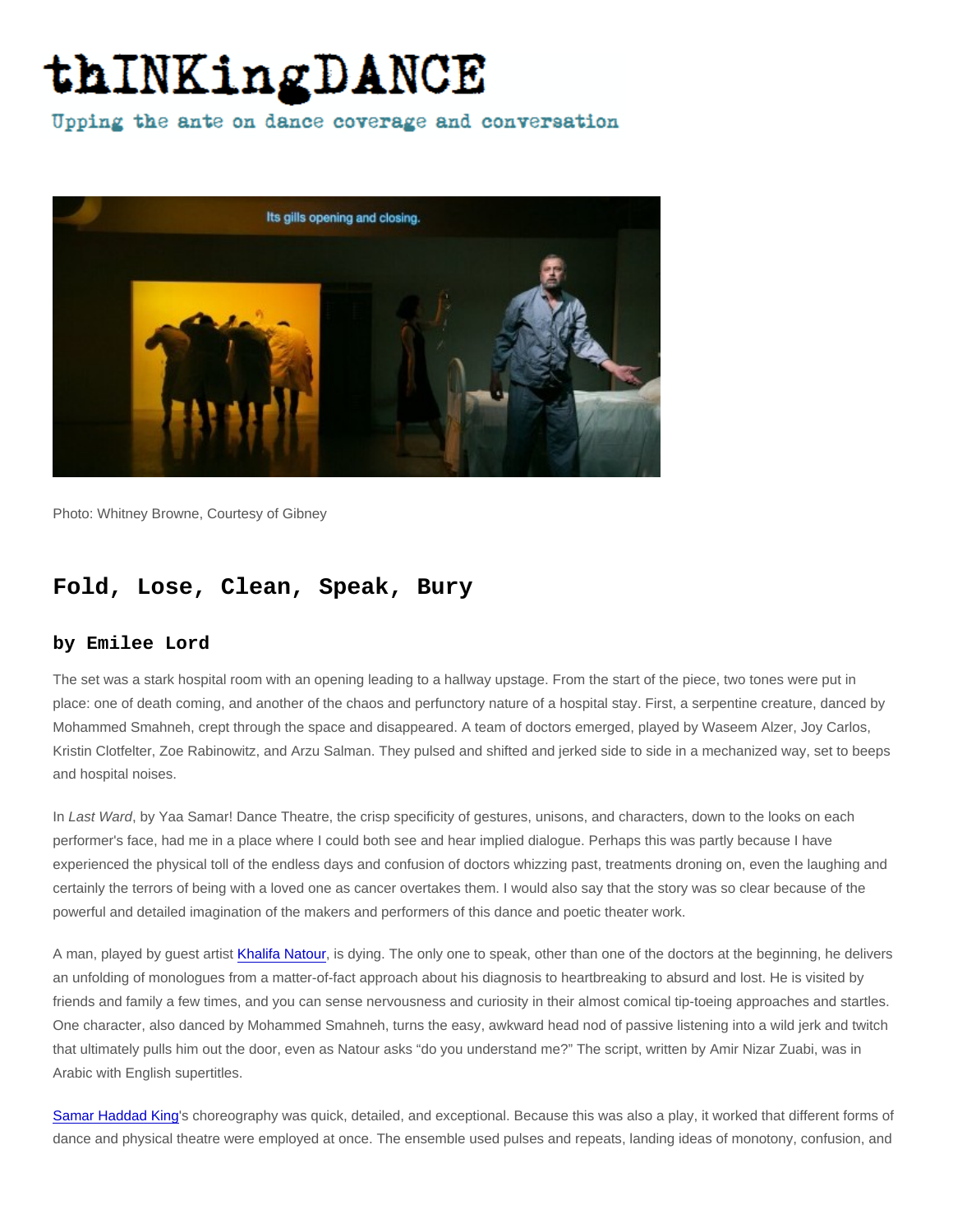# thINKingDANCE

Upping the ante on dance coverage and conversation

Photo: Whitney Browne, Courtesy of Gibney

## Fold, Lose, Clean, Speak, Bury

### by Emilee Lord

The set was a stark hospital room with an opening leading to a hallway upstage. From the start of the piece, two tones were put in place: one of death coming, and another of the chaos and perfunctory nature of a hospital stay. First, a serpentine creature, danced by Mohammed Smahneh, crept through the space and disappeared. A team of doctors emerged, played by Waseem Alzer, Joy Carlos, Kristin Clotfelter, Zoe Rabinowitz, and Arzu Salman. They pulsed and shifted and jerked side to side in a mechanized way, set to beeps and hospital noises.

In *Last Ward*, by Yaa Samar! Dance Theatre, the crisp specificity of gestures, unisons, and characters, down to the looks on each performer's face, had me in a place where I could both see and hear implied dialogue. Perhaps this was partly because I have experienced the physical toll of the endless days and confusion of doctors whizzing past, treatments droning on, even the laughing and certainly the terrors of being with a loved one as cancer overtakes them. I would also say that the story was so clear because of the powerful and detailed imagination of the makers and performers of this dance and poetic theater work.

A man, played by guest artist Khalifa Natour, is dying. The only one to speak, other than one of the doctors at the beginning, he delivers an unfolding of monologues from a matter-of-fact approach about his diagnosis to heartbreaking to absurd and lost. He is visited by friends and family a few times, and you can sense nervousness and curiosity in their almost comical tip-toeing approaches and startles. One character, also danced by Mohammed Smahneh, turns the easy, awkward head nod of passive listening into a wild jerk and twitch that ultimately pulls him out the door, even as Natour asks "do you understand me?" The script, written by Amir Nizar Zuabi, was in Arabic with English supertitles.

Samar Haddad King's choreography was quick, detailed, and exceptional. Because this was also a play, it worked that different forms of dance and physical theatre were employed at once. The ensemble used pulses and repeats, landing ideas of monotony, confusion, and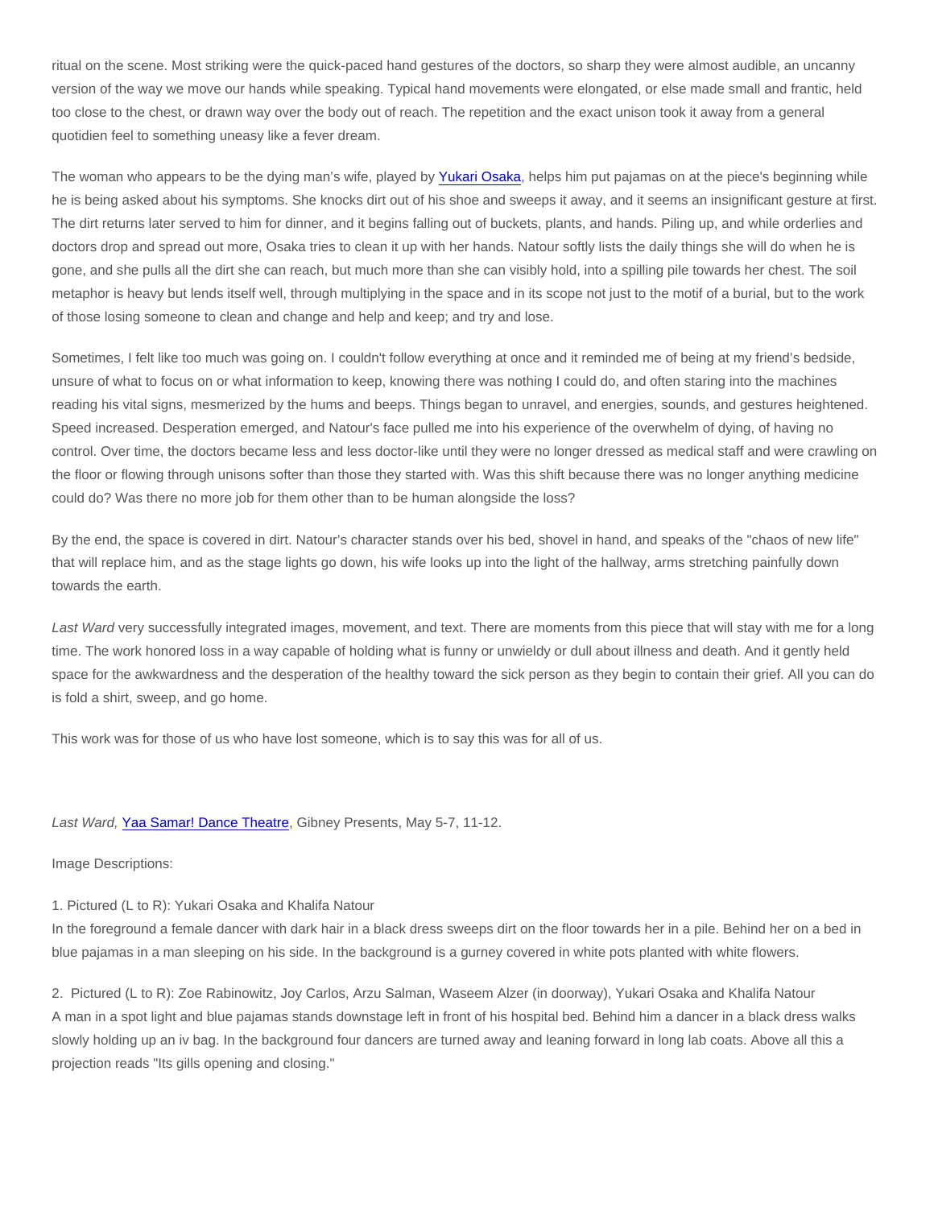ritual on the scene. Most striking were the quick-paced hand gestures of the doctors, so sharp they were almost audible, an uncanny version of the way we move our hands while speaking. Typical hand movements were elongated, or else made small and frantic, held too close to the chest, or drawn way over the body out of reach. The repetition and the exact unison took it away from a general quotidien feel to something uneasy like a fever dream.

The woman who appears to be the dying man's wife, played by [Yukari Osaka](), helps him put pajamas on at the piece's beginning while he is being asked about his symptoms. She knocks dirt out of his shoe and sweeps it away, and it seems an insignificant gesture at first. The dirt returns later served to him for dinner, and it begins falling out of buckets, plants, and hands. Piling up, and while orderlies and doctors drop and spread out more, Osaka tries to clean it up with her hands. Natour softly lists the daily things she will do when he is gone, and she pulls all the dirt she can reach, but much more than she can visibly hold, into a spilling pile towards her chest. The soil metaphor is heavy but lends itself well, through multiplying in the space and in its scope not just to the motif of a burial, but to the work of those losing someone to clean and change and help and keep; and try and lose.

Sometimes, I felt like too much was going on. I couldn't follow everything at once and it reminded me of being at my friend's bedside, unsure of what to focus on or what information to keep, knowing there was nothing I could do, and often staring into the machines reading his vital signs, mesmerized by the hums and beeps. Things began to unravel, and energies, sounds, and gestures heightened. Speed increased. Desperation emerged, and Natour's face pulled me into his experience of the overwhelm of dying, of having no control. Over time, the doctors became less and less doctor-like until they were no longer dressed as medical staff and were crawling on the floor or flowing through unisons softer than those they started with. Was this shift because there was no longer anything medicine could do? Was there no more job for them other than to be human alongside the loss?

By the end, the space is covered in dirt. Natour's character stands over his bed, shovel in hand, and speaks of the "chaos of new life" that will replace him, and as the stage lights go down, his wife looks up into the light of the hallway, arms stretching painfully down towards the earth.

*Last Ward* very successfully integrated images, movement, and text. There are moments from this piece that will stay with me for a long time. The work honored loss in a way capable of holding what is funny or unwieldy or dull about illness and death. And it gently held space for the awkwardness and the desperation of the healthy toward the sick person as they begin to contain their grief. All you can do is fold a shirt, sweep, and go home.

This work was for those of us who have lost someone, which is to say this was for all of us.

*Last Ward,* [Yaa Samar! Dance Theatre](), Gibney Presents, May 5-7, 11-12.

Image Descriptions:

1. Pictured (L to R): Yukari Osaka and Khalifa Natour
In the foreground a female dancer with dark hair in a black dress sweeps dirt on the floor towards her in a pile. Behind her on a bed in blue pajamas in a man sleeping on his side. In the background is a gurney covered in white pots planted with white flowers.

2. Pictured (L to R): Zoe Rabinowitz, Joy Carlos, Arzu Salman, Waseem Alzer (in doorway), Yukari Osaka and Khalifa Natour
A man in a spot light and blue pajamas stands downstage left in front of his hospital bed. Behind him a dancer in a black dress walks slowly holding up an iv bag. In the background four dancers are turned away and leaning forward in long lab coats. Above all this a projection reads "Its gills opening and closing."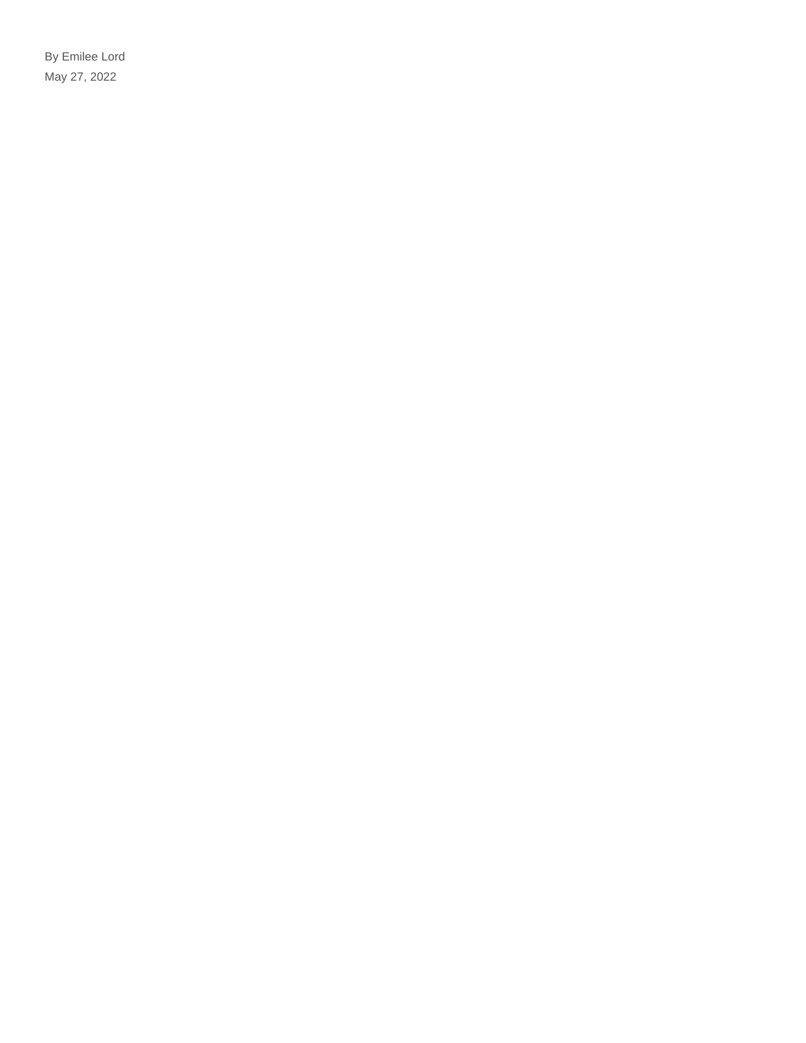By Emilee Lord
May 27, 2022